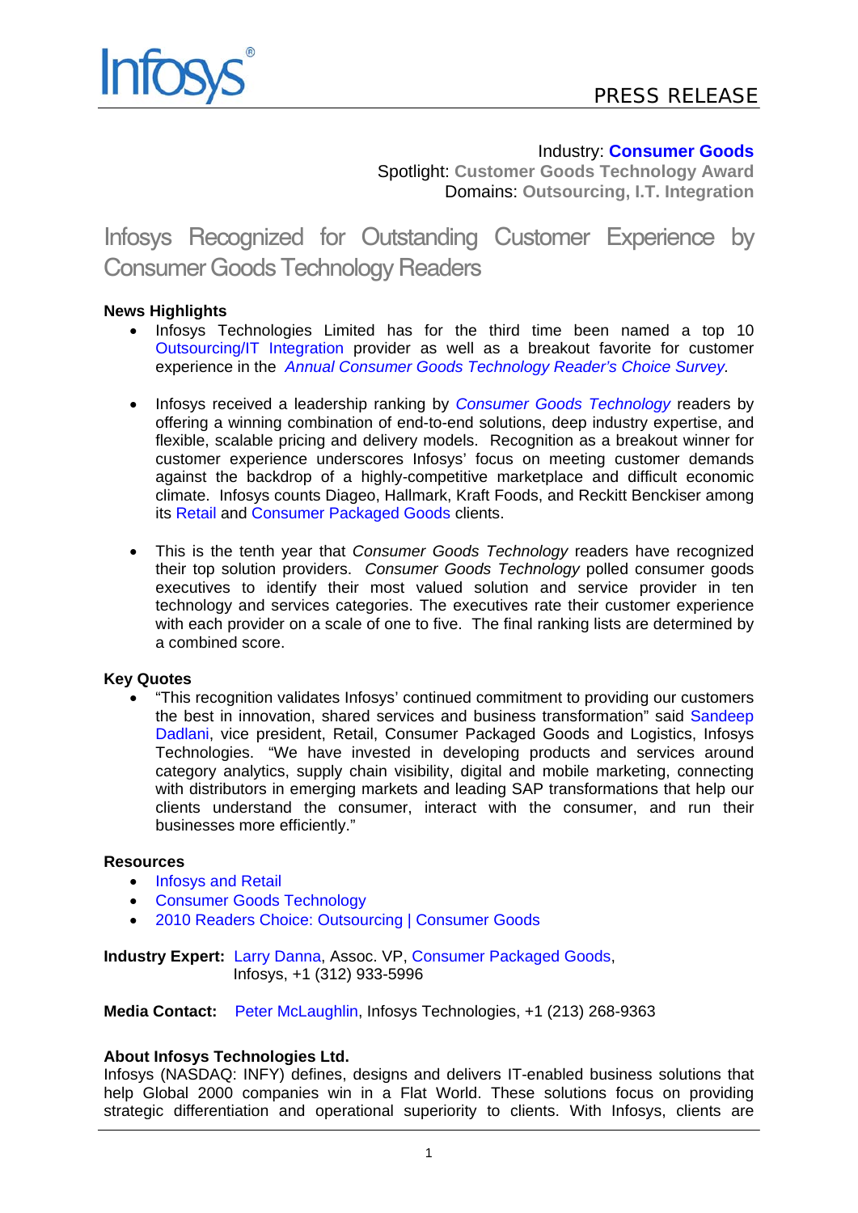PRESS RELEASE

Industry: **Consumer Goods**
Spotlight: **Customer Goods Technology Award**
Domains: **Outsourcing, I.T. Integration**

# Infosys Recognized for Outstanding Customer Experience by Consumer Goods Technology Readers

**News Highlights**

- Infosys Technologies Limited has for the third time been named a top 10 Outsourcing/IT Integration provider as well as a breakout favorite for customer experience in the *Annual Consumer Goods Technology Reader's Choice Survey.*

- Infosys received a leadership ranking by *Consumer Goods Technology* readers by offering a winning combination of end-to-end solutions, deep industry expertise, and flexible, scalable pricing and delivery models. Recognition as a breakout winner for customer experience underscores Infosys' focus on meeting customer demands against the backdrop of a highly-competitive marketplace and difficult economic climate. Infosys counts Diageo, Hallmark, Kraft Foods, and Reckitt Benckiser among its Retail and Consumer Packaged Goods clients.

- This is the tenth year that *Consumer Goods Technology* readers have recognized their top solution providers. *Consumer Goods Technology* polled consumer goods executives to identify their most valued solution and service provider in ten technology and services categories. The executives rate their customer experience with each provider on a scale of one to five. The final ranking lists are determined by a combined score.

**Key Quotes**

- "This recognition validates Infosys' continued commitment to providing our customers the best in innovation, shared services and business transformation" said Sandeep Dadlani, vice president, Retail, Consumer Packaged Goods and Logistics, Infosys Technologies. "We have invested in developing products and services around category analytics, supply chain visibility, digital and mobile marketing, connecting with distributors in emerging markets and leading SAP transformations that help our clients understand the consumer, interact with the consumer, and run their businesses more efficiently."

**Resources**

- Infosys and Retail
- Consumer Goods Technology
- 2010 Readers Choice: Outsourcing | Consumer Goods

**Industry Expert:** Larry Danna, Assoc. VP, Consumer Packaged Goods, Infosys, +1 (312) 933-5996

**Media Contact:** Peter McLaughlin, Infosys Technologies, +1 (213) 268-9363

**About Infosys Technologies Ltd.**

Infosys (NASDAQ: INFY) defines, designs and delivers IT-enabled business solutions that help Global 2000 companies win in a Flat World. These solutions focus on providing strategic differentiation and operational superiority to clients. With Infosys, clients are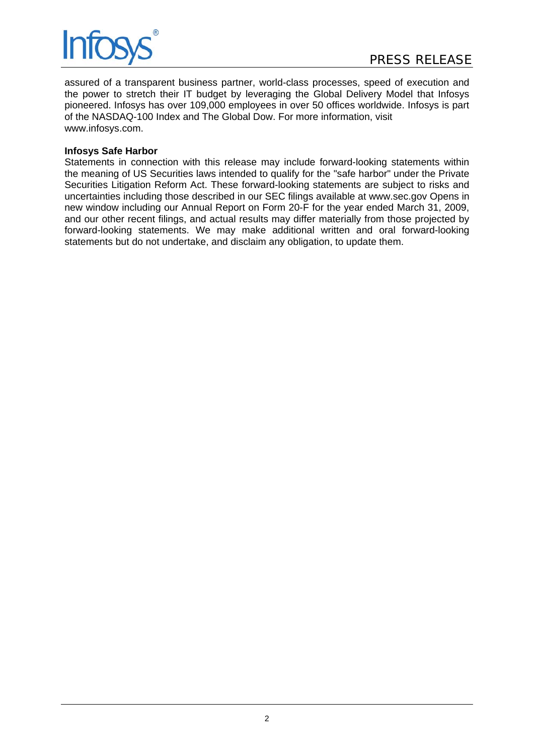assured of a transparent business partner, world-class processes, speed of execution and the power to stretch their IT budget by leveraging the Global Delivery Model that Infosys pioneered. Infosys has over 109,000 employees in over 50 offices worldwide. Infosys is part of the NASDAQ-100 Index and The Global Dow. For more information, visit www.infosys.com.

**Infosys Safe Harbor**

Statements in connection with this release may include forward-looking statements within the meaning of US Securities laws intended to qualify for the "safe harbor" under the Private Securities Litigation Reform Act. These forward-looking statements are subject to risks and uncertainties including those described in our SEC filings available at www.sec.gov Opens in new window including our Annual Report on Form 20-F for the year ended March 31, 2009, and our other recent filings, and actual results may differ materially from those projected by forward-looking statements. We may make additional written and oral forward-looking statements but do not undertake, and disclaim any obligation, to update them.